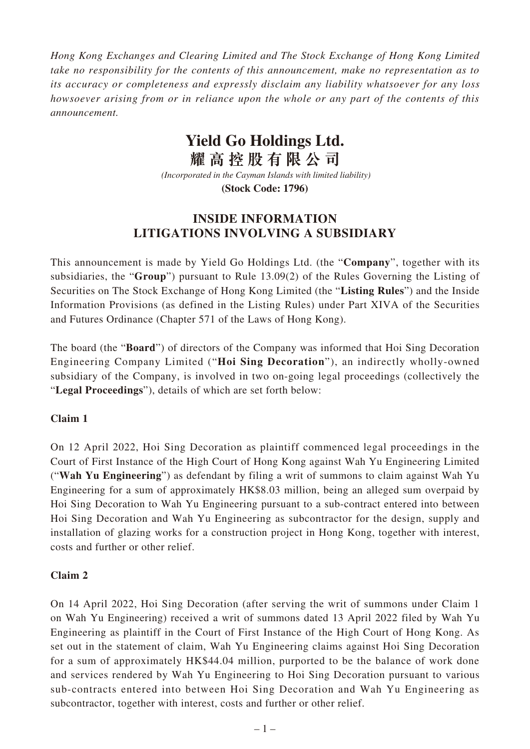*Hong Kong Exchanges and Clearing Limited and The Stock Exchange of Hong Kong Limited take no responsibility for the contents of this announcement, make no representation as to its accuracy or completeness and expressly disclaim any liability whatsoever for any loss howsoever arising from or in reliance upon the whole or any part of the contents of this announcement.*

# Yield Go Holdings Ltd.
# 耀高控股有限公司

*(Incorporated in the Cayman Islands with limited liability)*
**(Stock Code: 1796)**

## INSIDE INFORMATION
## LITIGATIONS INVOLVING A SUBSIDIARY

This announcement is made by Yield Go Holdings Ltd. (the "**Company**", together with its subsidiaries, the "**Group**") pursuant to Rule 13.09(2) of the Rules Governing the Listing of Securities on The Stock Exchange of Hong Kong Limited (the "**Listing Rules**") and the Inside Information Provisions (as defined in the Listing Rules) under Part XIVA of the Securities and Futures Ordinance (Chapter 571 of the Laws of Hong Kong).

The board (the "**Board**") of directors of the Company was informed that Hoi Sing Decoration Engineering Company Limited ("**Hoi Sing Decoration**"), an indirectly wholly-owned subsidiary of the Company, is involved in two on-going legal proceedings (collectively the "**Legal Proceedings**"), details of which are set forth below:

**Claim 1**

On 12 April 2022, Hoi Sing Decoration as plaintiff commenced legal proceedings in the Court of First Instance of the High Court of Hong Kong against Wah Yu Engineering Limited ("**Wah Yu Engineering**") as defendant by filing a writ of summons to claim against Wah Yu Engineering for a sum of approximately HK$8.03 million, being an alleged sum overpaid by Hoi Sing Decoration to Wah Yu Engineering pursuant to a sub-contract entered into between Hoi Sing Decoration and Wah Yu Engineering as subcontractor for the design, supply and installation of glazing works for a construction project in Hong Kong, together with interest, costs and further or other relief.

**Claim 2**

On 14 April 2022, Hoi Sing Decoration (after serving the writ of summons under Claim 1 on Wah Yu Engineering) received a writ of summons dated 13 April 2022 filed by Wah Yu Engineering as plaintiff in the Court of First Instance of the High Court of Hong Kong. As set out in the statement of claim, Wah Yu Engineering claims against Hoi Sing Decoration for a sum of approximately HK$44.04 million, purported to be the balance of work done and services rendered by Wah Yu Engineering to Hoi Sing Decoration pursuant to various sub-contracts entered into between Hoi Sing Decoration and Wah Yu Engineering as subcontractor, together with interest, costs and further or other relief.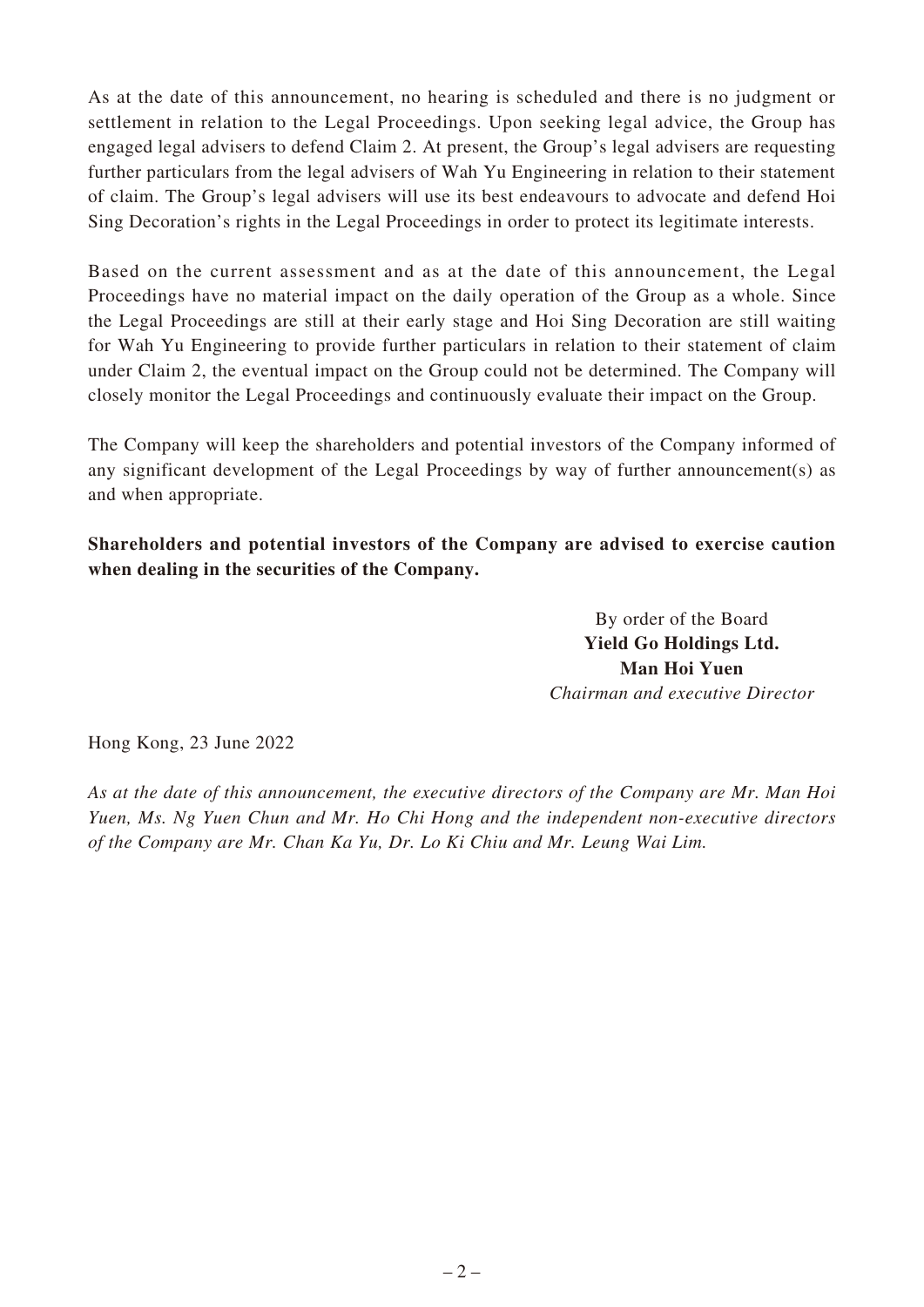As at the date of this announcement, no hearing is scheduled and there is no judgment or settlement in relation to the Legal Proceedings. Upon seeking legal advice, the Group has engaged legal advisers to defend Claim 2. At present, the Group's legal advisers are requesting further particulars from the legal advisers of Wah Yu Engineering in relation to their statement of claim. The Group's legal advisers will use its best endeavours to advocate and defend Hoi Sing Decoration's rights in the Legal Proceedings in order to protect its legitimate interests.

Based on the current assessment and as at the date of this announcement, the Legal Proceedings have no material impact on the daily operation of the Group as a whole. Since the Legal Proceedings are still at their early stage and Hoi Sing Decoration are still waiting for Wah Yu Engineering to provide further particulars in relation to their statement of claim under Claim 2, the eventual impact on the Group could not be determined. The Company will closely monitor the Legal Proceedings and continuously evaluate their impact on the Group.

The Company will keep the shareholders and potential investors of the Company informed of any significant development of the Legal Proceedings by way of further announcement(s) as and when appropriate.

**Shareholders and potential investors of the Company are advised to exercise caution when dealing in the securities of the Company.**

By order of the Board
**Yield Go Holdings Ltd.**
**Man Hoi Yuen**
*Chairman and executive Director*

Hong Kong, 23 June 2022

*As at the date of this announcement, the executive directors of the Company are Mr. Man Hoi Yuen, Ms. Ng Yuen Chun and Mr. Ho Chi Hong and the independent non-executive directors of the Company are Mr. Chan Ka Yu, Dr. Lo Ki Chiu and Mr. Leung Wai Lim.*